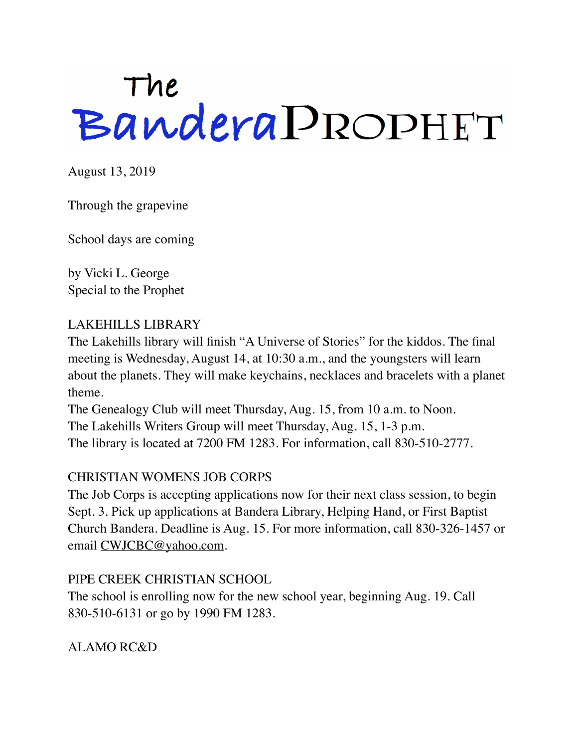# The Bandera Prophet

August 13, 2019

Through the grapevine

## School days are coming

by Vicki L. George
Special to the Prophet

### LAKEHILLS LIBRARY

The Lakehills library will finish "A Universe of Stories" for the kiddos. The final meeting is Wednesday, August 14, at 10:30 a.m., and the youngsters will learn about the planets. They will make keychains, necklaces and bracelets with a planet theme.

The Genealogy Club will meet Thursday, Aug. 15, from 10 a.m. to Noon.

The Lakehills Writers Group will meet Thursday, Aug. 15, 1-3 p.m.

The library is located at 7200 FM 1283. For information, call 830-510-2777.

### CHRISTIAN WOMENS JOB CORPS

The Job Corps is accepting applications now for their next class session, to begin Sept. 3. Pick up applications at Bandera Library, Helping Hand, or First Baptist Church Bandera. Deadline is Aug. 15. For more information, call 830-326-1457 or email CWJCBC@yahoo.com.

### PIPE CREEK CHRISTIAN SCHOOL

The school is enrolling now for the new school year, beginning Aug. 19. Call 830-510-6131 or go by 1990 FM 1283.

### ALAMO RC&D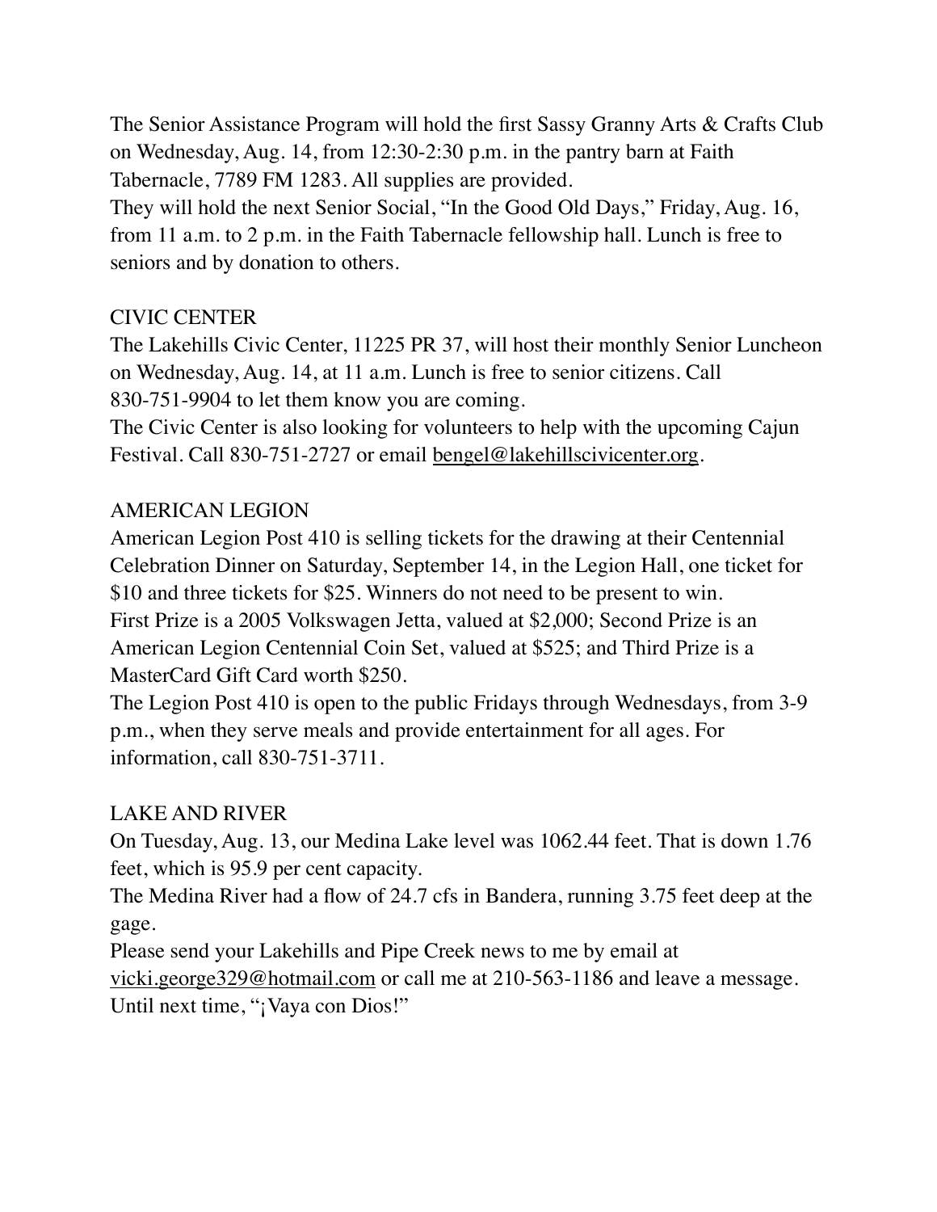The Senior Assistance Program will hold the first Sassy Granny Arts & Crafts Club on Wednesday, Aug. 14, from 12:30-2:30 p.m. in the pantry barn at Faith Tabernacle, 7789 FM 1283. All supplies are provided.
They will hold the next Senior Social, "In the Good Old Days," Friday, Aug. 16, from 11 a.m. to 2 p.m. in the Faith Tabernacle fellowship hall. Lunch is free to seniors and by donation to others.

## CIVIC CENTER

The Lakehills Civic Center, 11225 PR 37, will host their monthly Senior Luncheon on Wednesday, Aug. 14, at 11 a.m. Lunch is free to senior citizens. Call 830-751-9904 to let them know you are coming.
The Civic Center is also looking for volunteers to help with the upcoming Cajun Festival. Call 830-751-2727 or email bengel@lakehillscivicenter.org.

## AMERICAN LEGION

American Legion Post 410 is selling tickets for the drawing at their Centennial Celebration Dinner on Saturday, September 14, in the Legion Hall, one ticket for $10 and three tickets for $25. Winners do not need to be present to win.
First Prize is a 2005 Volkswagen Jetta, valued at $2,000; Second Prize is an American Legion Centennial Coin Set, valued at $525; and Third Prize is a MasterCard Gift Card worth $250.
The Legion Post 410 is open to the public Fridays through Wednesdays, from 3-9 p.m., when they serve meals and provide entertainment for all ages. For information, call 830-751-3711.

## LAKE AND RIVER

On Tuesday, Aug. 13, our Medina Lake level was 1062.44 feet. That is down 1.76 feet, which is 95.9 per cent capacity.
The Medina River had a flow of 24.7 cfs in Bandera, running 3.75 feet deep at the gage.
Please send your Lakehills and Pipe Creek news to me by email at vicki.george329@hotmail.com or call me at 210-563-1186 and leave a message.
Until next time, "¡Vaya con Dios!"